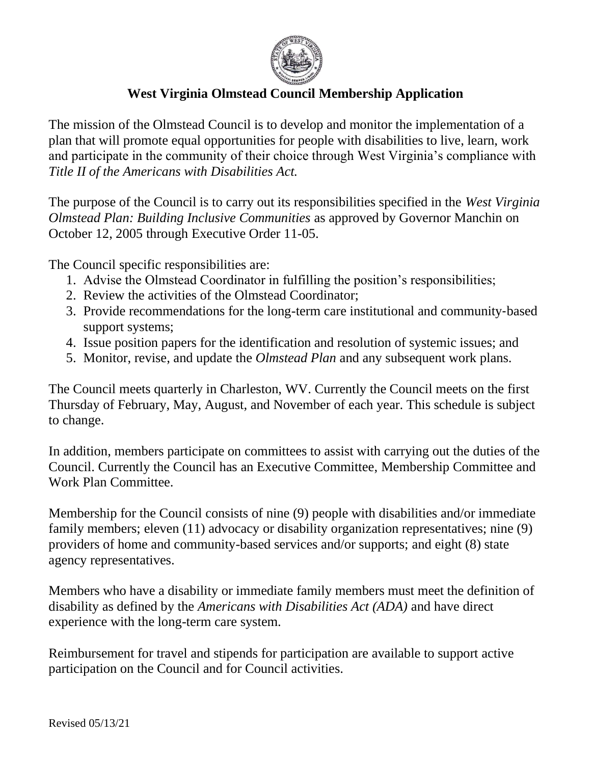# West Virginia Olmstead Council Membership Application

The mission of the Olmstead Council is to develop and monitor the implementation of a plan that will promote equal opportunities for people with disabilities to live, learn, work and participate in the community of their choice through West Virginia's compliance with *Title II of the Americans with Disabilities Act.*

The purpose of the Council is to carry out its responsibilities specified in the *West Virginia Olmstead Plan: Building Inclusive Communities* as approved by Governor Manchin on October 12, 2005 through Executive Order 11-05.

The Council specific responsibilities are:

1. Advise the Olmstead Coordinator in fulfilling the position's responsibilities;
2. Review the activities of the Olmstead Coordinator;
3. Provide recommendations for the long-term care institutional and community-based support systems;
4. Issue position papers for the identification and resolution of systemic issues; and
5. Monitor, revise, and update the *Olmstead Plan* and any subsequent work plans.

The Council meets quarterly in Charleston, WV. Currently the Council meets on the first Thursday of February, May, August, and November of each year. This schedule is subject to change.

In addition, members participate on committees to assist with carrying out the duties of the Council. Currently the Council has an Executive Committee, Membership Committee and Work Plan Committee.

Membership for the Council consists of nine (9) people with disabilities and/or immediate family members; eleven (11) advocacy or disability organization representatives; nine (9) providers of home and community-based services and/or supports; and eight (8) state agency representatives.

Members who have a disability or immediate family members must meet the definition of disability as defined by the *Americans with Disabilities Act (ADA)* and have direct experience with the long-term care system.

Reimbursement for travel and stipends for participation are available to support active participation on the Council and for Council activities.

Revised 05/13/21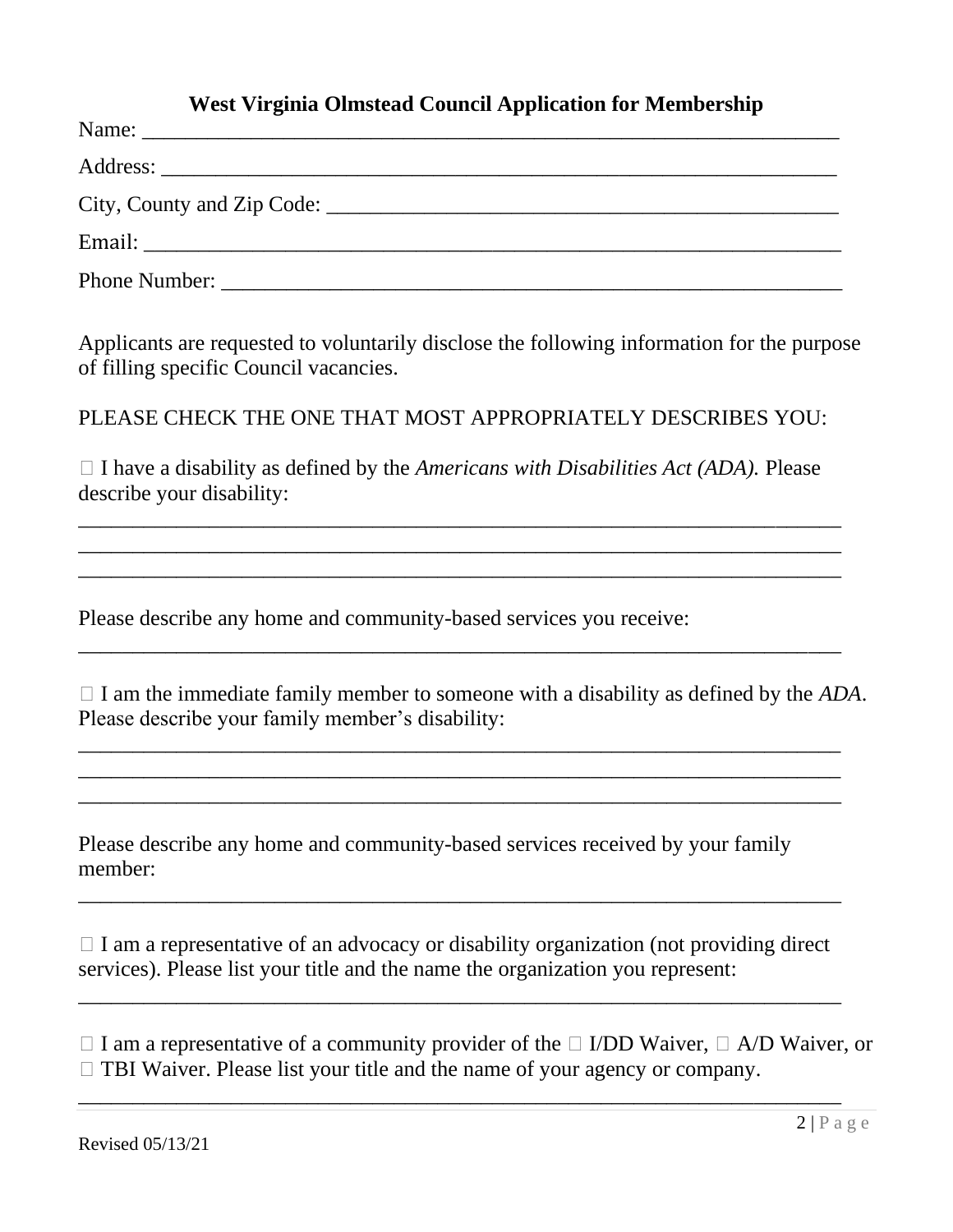# West Virginia Olmstead Council Application for Membership

Name: ___________________________________________________________________

Address: ________________________________________________________________

City, County and Zip Code: ________________________________________________

Email: __________________________________________________________________

Phone Number: ___________________________________________________________

Applicants are requested to voluntarily disclose the following information for the purpose of filling specific Council vacancies.

PLEASE CHECK THE ONE THAT MOST APPROPRIATELY DESCRIBES YOU:

☐ I have a disability as defined by the *Americans with Disabilities Act (ADA).* Please describe your disability:

_________________________________________________________________________
_________________________________________________________________________
_________________________________________________________________________

Please describe any home and community-based services you receive:

_________________________________________________________________________

☐ I am the immediate family member to someone with a disability as defined by the *ADA*. Please describe your family member's disability:

_________________________________________________________________________
_________________________________________________________________________
_________________________________________________________________________

Please describe any home and community-based services received by your family member:

_________________________________________________________________________

☐ I am a representative of an advocacy or disability organization (not providing direct services). Please list your title and the name the organization you represent:

_________________________________________________________________________

☐ I am a representative of a community provider of the ☐ I/DD Waiver, ☐ A/D Waiver, or ☐ TBI Waiver. Please list your title and the name of your agency or company.

_________________________________________________________________________

Revised 05/13/21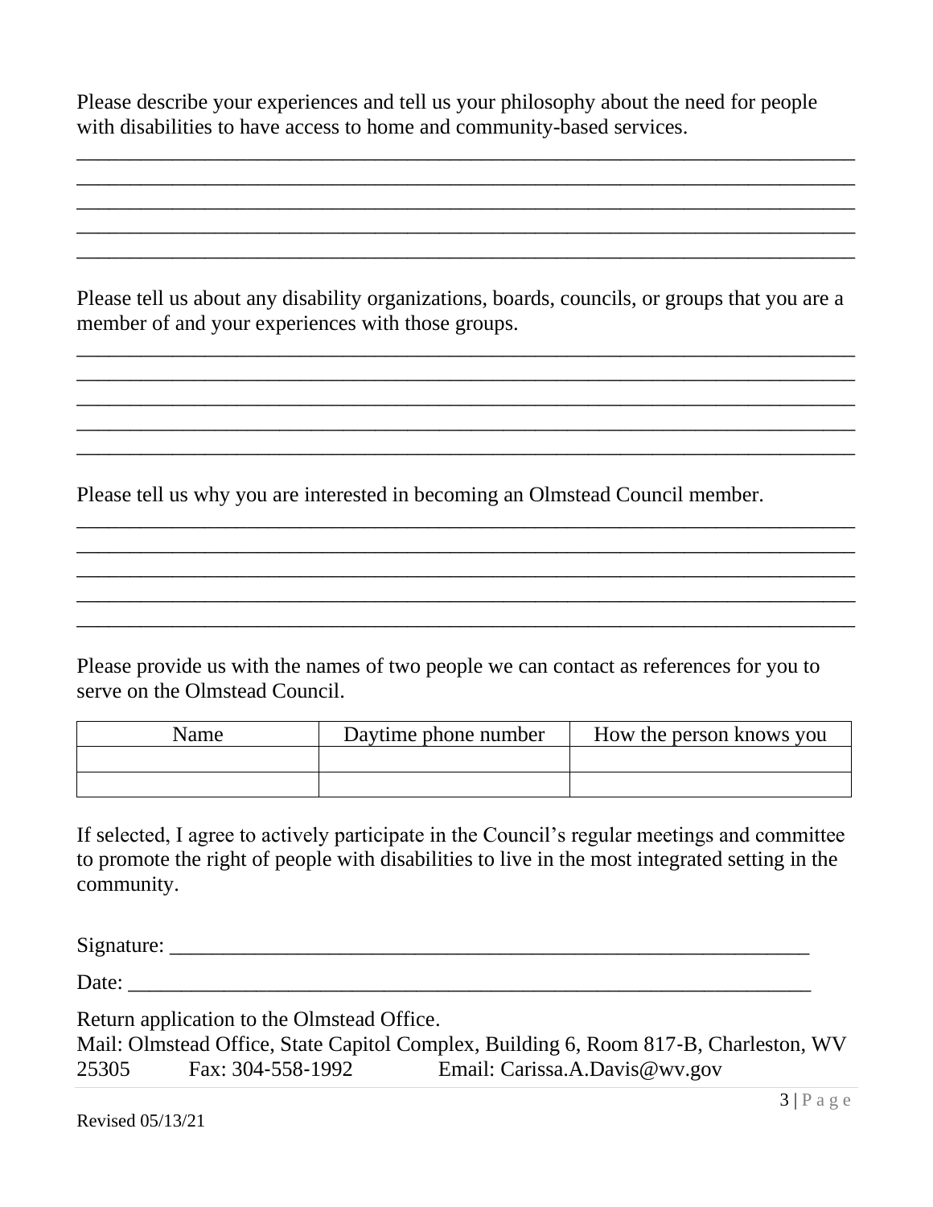Please describe your experiences and tell us your philosophy about the need for people with disabilities to have access to home and community-based services.

_____________________________________________________________________________
_____________________________________________________________________________
_____________________________________________________________________________
_____________________________________________________________________________
_____________________________________________________________________________

Please tell us about any disability organizations, boards, councils, or groups that you are a member of and your experiences with those groups.

_____________________________________________________________________________
_____________________________________________________________________________
_____________________________________________________________________________
_____________________________________________________________________________
_____________________________________________________________________________

Please tell us why you are interested in becoming an Olmstead Council member.

_____________________________________________________________________________
_____________________________________________________________________________
_____________________________________________________________________________
_____________________________________________________________________________
_____________________________________________________________________________

Please provide us with the names of two people we can contact as references for you to serve on the Olmstead Council.

| Name | Daytime phone number | How the person knows you |
|---|---|---|
| | | |
| | | |

If selected, I agree to actively participate in the Council's regular meetings and committee to promote the right of people with disabilities to live in the most integrated setting in the community.

Signature: ____________________________________________________________

Date: ________________________________________________________________

Return application to the Olmstead Office.
Mail: Olmstead Office, State Capitol Complex, Building 6, Room 817-B, Charleston, WV 25305 Fax: 304-558-1992 Email: Carissa.A.Davis@wv.gov

Revised 05/13/21